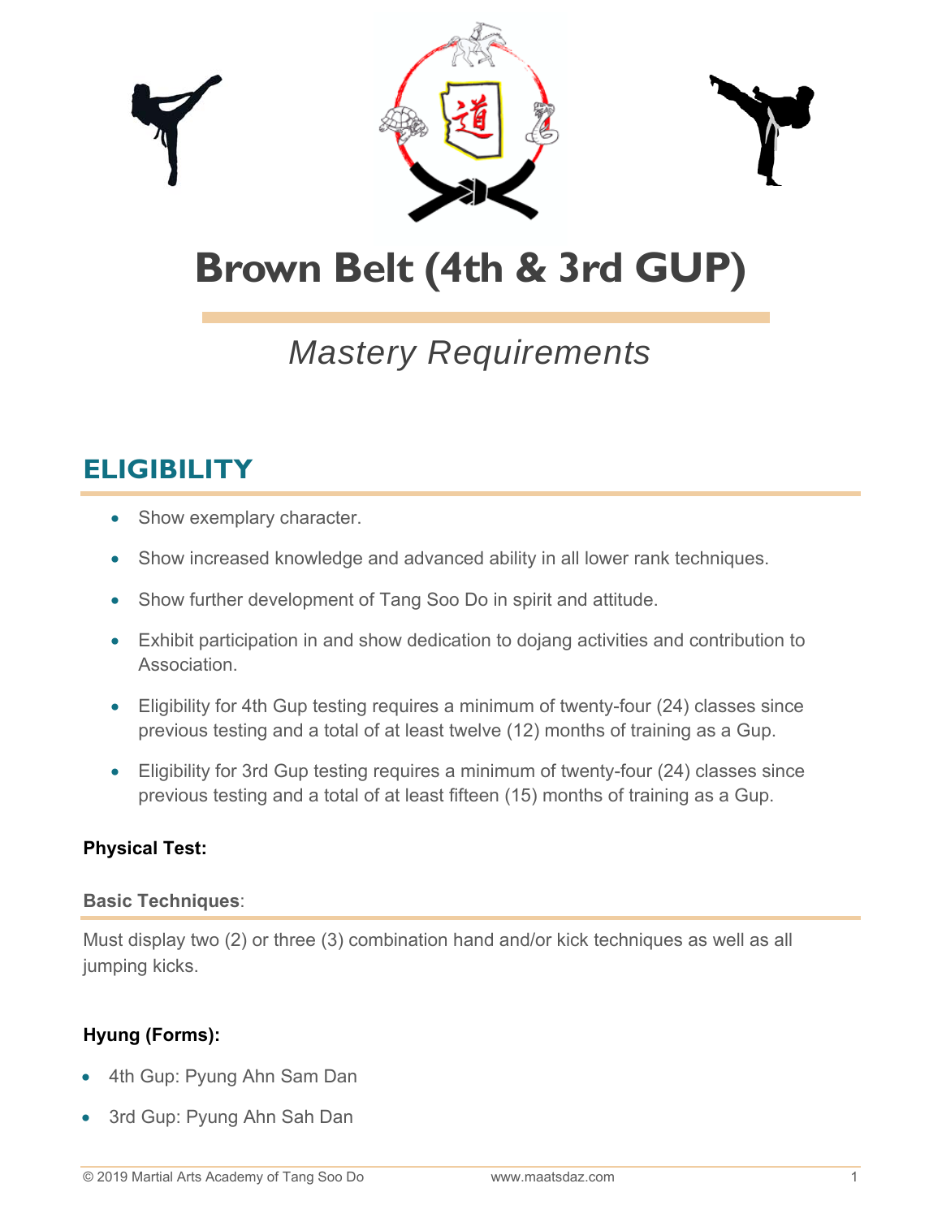# Brown Belt (4th & 3rd GUP)

*Mastery Requirements*

## ELIGIBILITY

- Show exemplary character.
- Show increased knowledge and advanced ability in all lower rank techniques.
- Show further development of Tang Soo Do in spirit and attitude.
- Exhibit participation in and show dedication to dojang activities and contribution to Association.
- Eligibility for 4th Gup testing requires a minimum of twenty-four (24) classes since previous testing and a total of at least twelve (12) months of training as a Gup.
- Eligibility for 3rd Gup testing requires a minimum of twenty-four (24) classes since previous testing and a total of at least fifteen (15) months of training as a Gup.

**Physical Test:**

**Basic Techniques**:

Must display two (2) or three (3) combination hand and/or kick techniques as well as all jumping kicks.

**Hyung (Forms):**

- 4th Gup: Pyung Ahn Sam Dan
- 3rd Gup: Pyung Ahn Sah Dan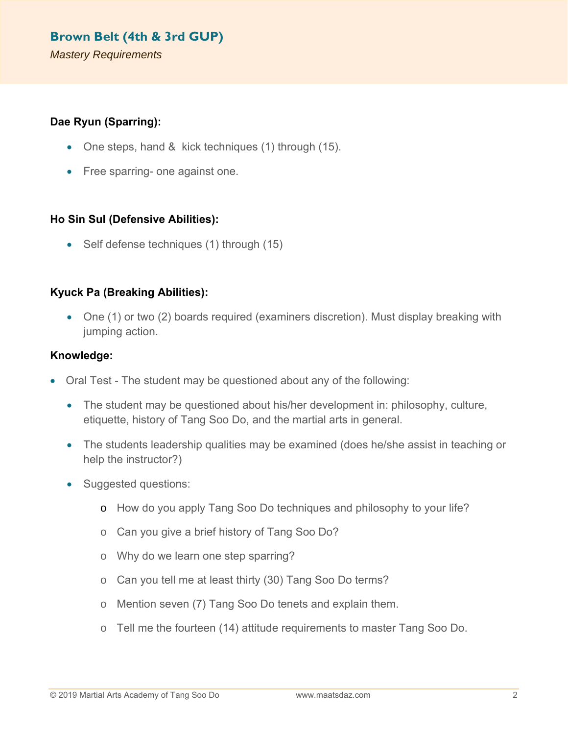## Brown Belt (4th & 3rd GUP)

*Mastery Requirements*

**Dae Ryun (Sparring):**

- One steps, hand & kick techniques (1) through (15).
- Free sparring- one against one.

**Ho Sin Sul (Defensive Abilities):**

- Self defense techniques (1) through (15)

**Kyuck Pa (Breaking Abilities):**

- One (1) or two (2) boards required (examiners discretion). Must display breaking with jumping action.

**Knowledge:**

- Oral Test - The student may be questioned about any of the following:
  - The student may be questioned about his/her development in: philosophy, culture, etiquette, history of Tang Soo Do, and the martial arts in general.
  - The students leadership qualities may be examined (does he/she assist in teaching or help the instructor?)
  - Suggested questions:
    - How do you apply Tang Soo Do techniques and philosophy to your life?
    - Can you give a brief history of Tang Soo Do?
    - Why do we learn one step sparring?
    - Can you tell me at least thirty (30) Tang Soo Do terms?
    - Mention seven (7) Tang Soo Do tenets and explain them.
    - Tell me the fourteen (14) attitude requirements to master Tang Soo Do.

© 2019 Martial Arts Academy of Tang Soo Do www.maatsdaz.com